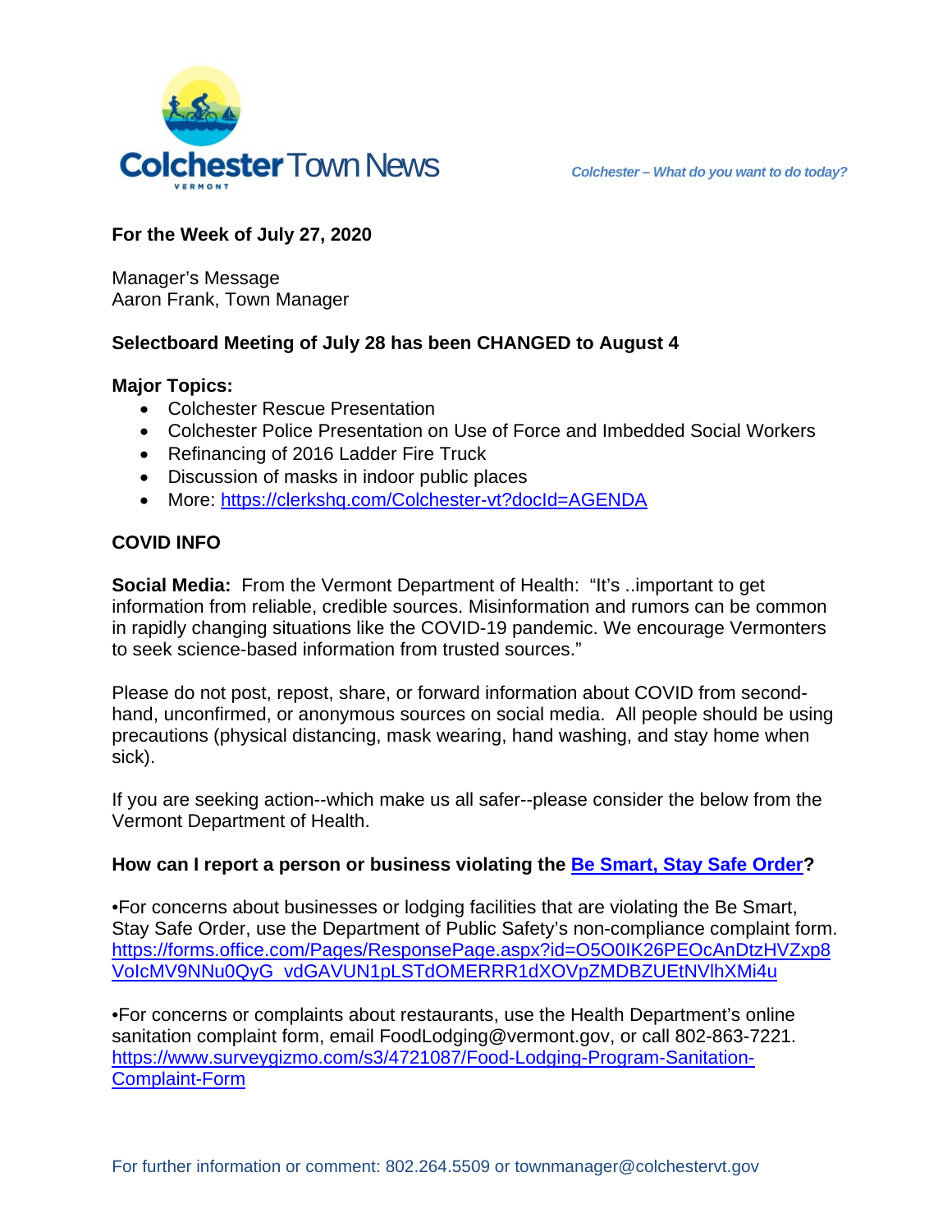# Colchester Town News

*Colchester – What do you want to do today?*

**For the Week of July 27, 2020**

Manager's Message
Aaron Frank, Town Manager

**Selectboard Meeting of July 28 has been CHANGED to August 4**

**Major Topics:**

- Colchester Rescue Presentation
- Colchester Police Presentation on Use of Force and Imbedded Social Workers
- Refinancing of 2016 Ladder Fire Truck
- Discussion of masks in indoor public places
- More: https://clerkshq.com/Colchester-vt?docId=AGENDA

**COVID INFO**

**Social Media:** From the Vermont Department of Health: "It's ..important to get information from reliable, credible sources. Misinformation and rumors can be common in rapidly changing situations like the COVID-19 pandemic. We encourage Vermonters to seek science-based information from trusted sources."

Please do not post, repost, share, or forward information about COVID from second-hand, unconfirmed, or anonymous sources on social media. All people should be using precautions (physical distancing, mask wearing, hand washing, and stay home when sick).

If you are seeking action--which make us all safer--please consider the below from the Vermont Department of Health.

**How can I report a person or business violating the Be Smart, Stay Safe Order?**

•For concerns about businesses or lodging facilities that are violating the Be Smart, Stay Safe Order, use the Department of Public Safety's non-compliance complaint form. https://forms.office.com/Pages/ResponsePage.aspx?id=O5O0IK26PEOcAnDtzHVZxp8VoIcMV9NNu0QyG_vdGAVUN1pLSTdOMERRR1dXOVpZMDBZUEtNVlhXMi4u

•For concerns or complaints about restaurants, use the Health Department's online sanitation complaint form, email FoodLodging@vermont.gov, or call 802-863-7221. https://www.surveygizmo.com/s3/4721087/Food-Lodging-Program-Sanitation-Complaint-Form

For further information or comment: 802.264.5509 or townmanager@colchestervt.gov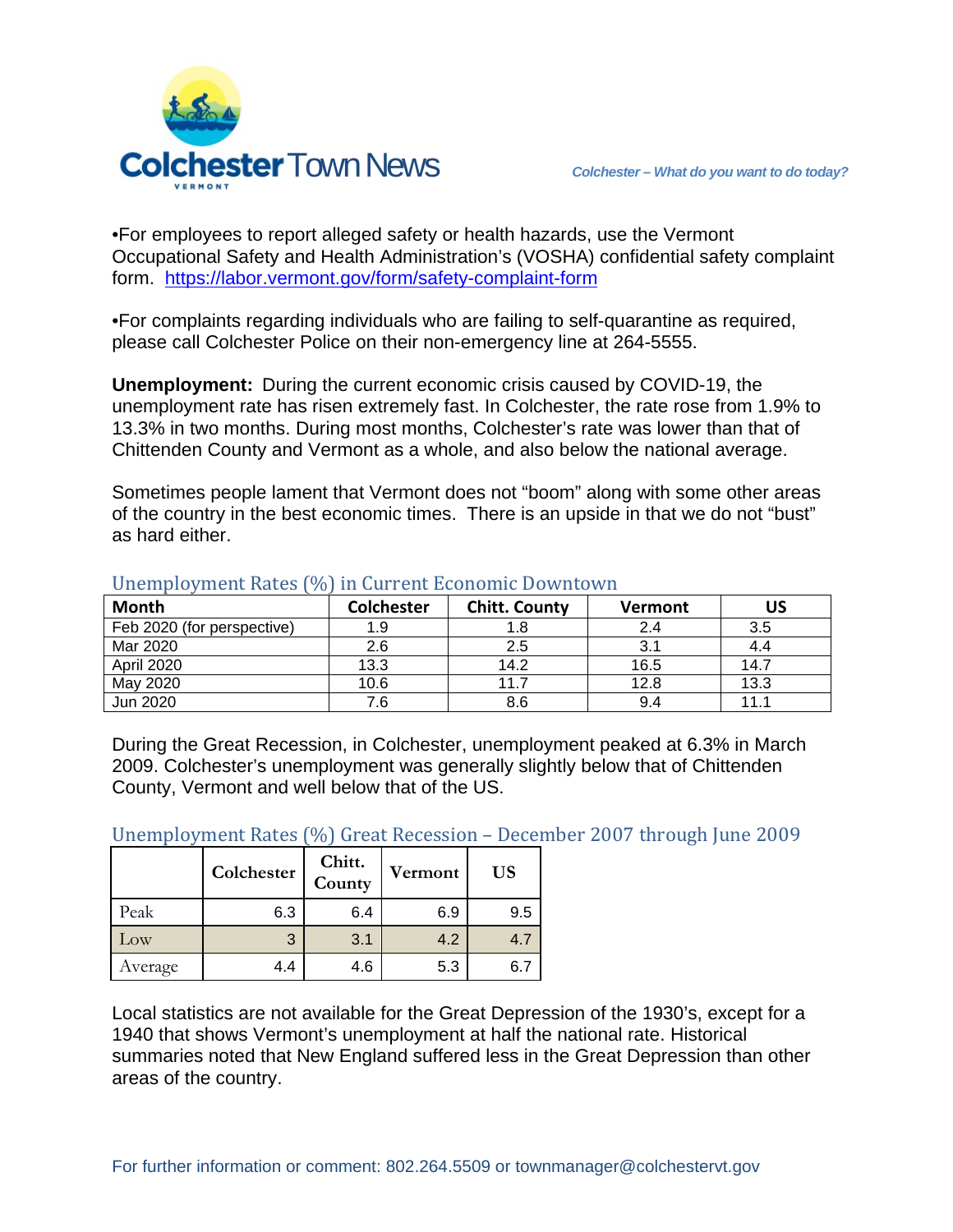•For employees to report alleged safety or health hazards, use the Vermont Occupational Safety and Health Administration's (VOSHA) confidential safety complaint form. https://labor.vermont.gov/form/safety-complaint-form

•For complaints regarding individuals who are failing to self-quarantine as required, please call Colchester Police on their non-emergency line at 264-5555.

**Unemployment:** During the current economic crisis caused by COVID-19, the unemployment rate has risen extremely fast. In Colchester, the rate rose from 1.9% to 13.3% in two months. During most months, Colchester's rate was lower than that of Chittenden County and Vermont as a whole, and also below the national average.

Sometimes people lament that Vermont does not "boom" along with some other areas of the country in the best economic times. There is an upside in that we do not "bust" as hard either.

### Unemployment Rates (%) in Current Economic Downtown

| Month | Colchester | Chitt. County | Vermont | US |
|---|---|---|---|---|
| Feb 2020 (for perspective) | 1.9 | 1.8 | 2.4 | 3.5 |
| Mar 2020 | 2.6 | 2.5 | 3.1 | 4.4 |
| April 2020 | 13.3 | 14.2 | 16.5 | 14.7 |
| May 2020 | 10.6 | 11.7 | 12.8 | 13.3 |
| Jun 2020 | 7.6 | 8.6 | 9.4 | 11.1 |

During the Great Recession, in Colchester, unemployment peaked at 6.3% in March 2009. Colchester's unemployment was generally slightly below that of Chittenden County, Vermont and well below that of the US.

### Unemployment Rates (%) Great Recession – December 2007 through June 2009

| | Colchester | Chitt. County | Vermont | US |
|---|---|---|---|---|
| Peak | 6.3 | 6.4 | 6.9 | 9.5 |
| Low | 3 | 3.1 | 4.2 | 4.7 |
| Average | 4.4 | 4.6 | 5.3 | 6.7 |

Local statistics are not available for the Great Depression of the 1930's, except for a 1940 that shows Vermont's unemployment at half the national rate. Historical summaries noted that New England suffered less in the Great Depression than other areas of the country.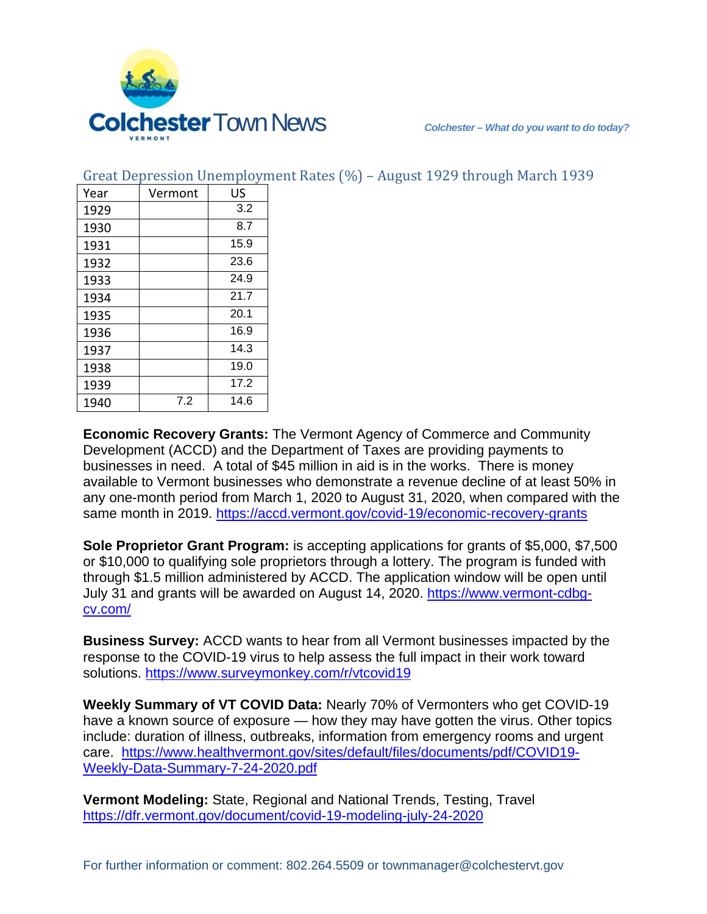Colchester Town News

VERMONT

*Colchester – What do you want to do today?*

## Great Depression Unemployment Rates (%) – August 1929 through March 1939

| Year | Vermont | US |
|---|---|---|
| 1929 | | 3.2 |
| 1930 | | 8.7 |
| 1931 | | 15.9 |
| 1932 | | 23.6 |
| 1933 | | 24.9 |
| 1934 | | 21.7 |
| 1935 | | 20.1 |
| 1936 | | 16.9 |
| 1937 | | 14.3 |
| 1938 | | 19.0 |
| 1939 | | 17.2 |
| 1940 | 7.2 | 14.6 |

**Economic Recovery Grants:** The Vermont Agency of Commerce and Community Development (ACCD) and the Department of Taxes are providing payments to businesses in need. A total of $45 million in aid is in the works. There is money available to Vermont businesses who demonstrate a revenue decline of at least 50% in any one-month period from March 1, 2020 to August 31, 2020, when compared with the same month in 2019. https://accd.vermont.gov/covid-19/economic-recovery-grants

**Sole Proprietor Grant Program:** is accepting applications for grants of $5,000, $7,500 or $10,000 to qualifying sole proprietors through a lottery. The program is funded with through $1.5 million administered by ACCD. The application window will be open until July 31 and grants will be awarded on August 14, 2020. https://www.vermont-cdbg-cv.com/

**Business Survey:** ACCD wants to hear from all Vermont businesses impacted by the response to the COVID-19 virus to help assess the full impact in their work toward solutions. https://www.surveymonkey.com/r/vtcovid19

**Weekly Summary of VT COVID Data:** Nearly 70% of Vermonters who get COVID-19 have a known source of exposure — how they may have gotten the virus. Other topics include: duration of illness, outbreaks, information from emergency rooms and urgent care. https://www.healthvermont.gov/sites/default/files/documents/pdf/COVID19-Weekly-Data-Summary-7-24-2020.pdf

**Vermont Modeling:** State, Regional and National Trends, Testing, Travel https://dfr.vermont.gov/document/covid-19-modeling-july-24-2020

For further information or comment: 802.264.5509 or townmanager@colchestervt.gov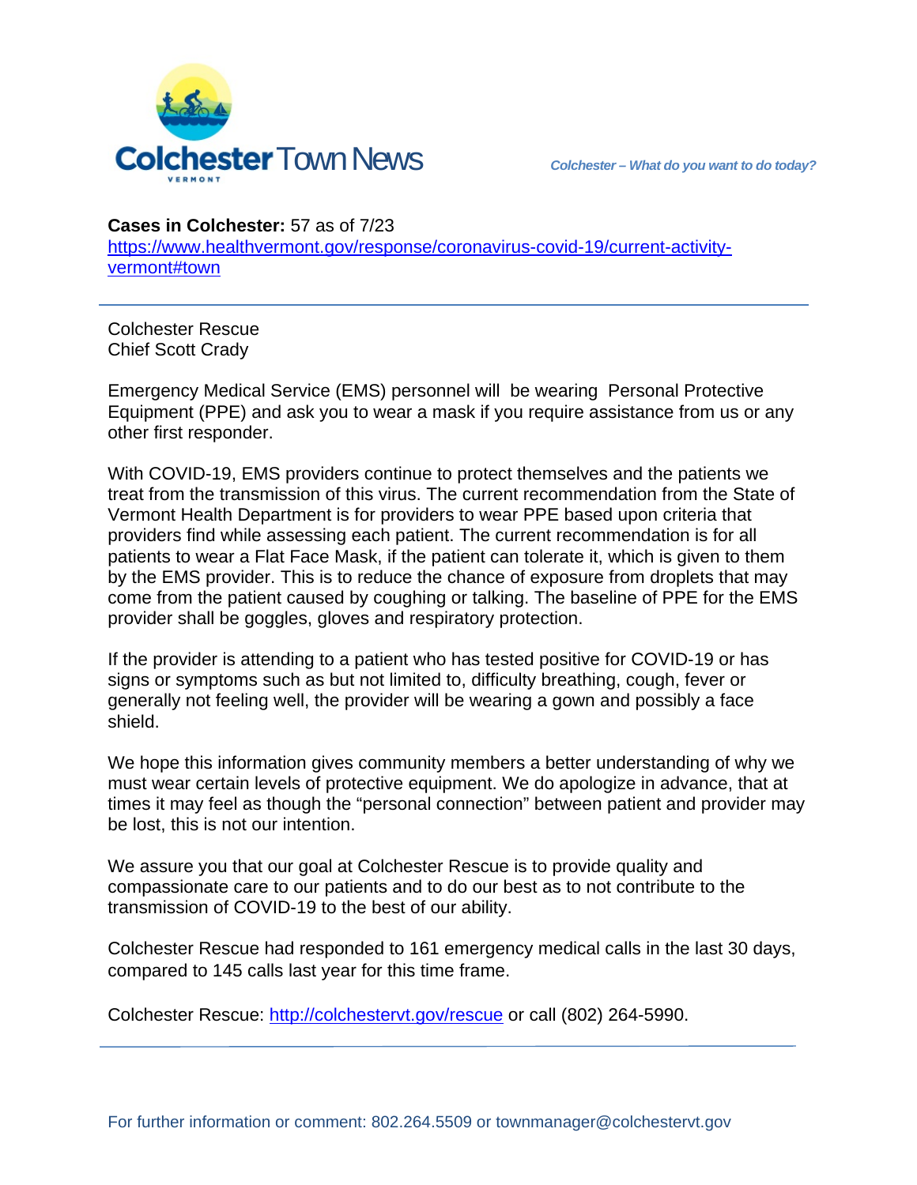**Cases in Colchester:** 57 as of 7/23
[https://www.healthvermont.gov/response/coronavirus-covid-19/current-activity-vermont#town](https://www.healthvermont.gov/response/coronavirus-covid-19/current-activity-vermont#town)

---

Colchester Rescue
Chief Scott Crady

Emergency Medical Service (EMS) personnel will be wearing Personal Protective Equipment (PPE) and ask you to wear a mask if you require assistance from us or any other first responder.

With COVID-19, EMS providers continue to protect themselves and the patients we treat from the transmission of this virus. The current recommendation from the State of Vermont Health Department is for providers to wear PPE based upon criteria that providers find while assessing each patient. The current recommendation is for all patients to wear a Flat Face Mask, if the patient can tolerate it, which is given to them by the EMS provider. This is to reduce the chance of exposure from droplets that may come from the patient caused by coughing or talking. The baseline of PPE for the EMS provider shall be goggles, gloves and respiratory protection.

If the provider is attending to a patient who has tested positive for COVID-19 or has signs or symptoms such as but not limited to, difficulty breathing, cough, fever or generally not feeling well, the provider will be wearing a gown and possibly a face shield.

We hope this information gives community members a better understanding of why we must wear certain levels of protective equipment. We do apologize in advance, that at times it may feel as though the "personal connection" between patient and provider may be lost, this is not our intention.

We assure you that our goal at Colchester Rescue is to provide quality and compassionate care to our patients and to do our best as to not contribute to the transmission of COVID-19 to the best of our ability.

Colchester Rescue had responded to 161 emergency medical calls in the last 30 days, compared to 145 calls last year for this time frame.

Colchester Rescue: [http://colchestervt.gov/rescue](http://colchestervt.gov/rescue) or call (802) 264-5990.

---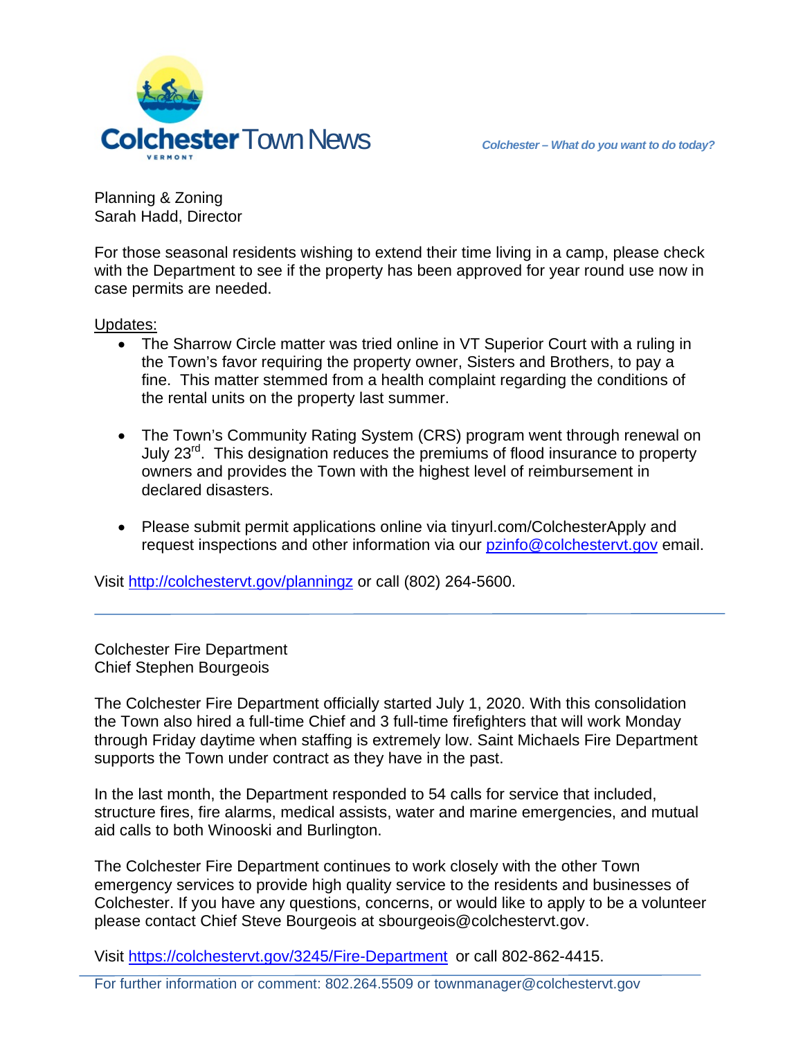Planning & Zoning
Sarah Hadd, Director

For those seasonal residents wishing to extend their time living in a camp, please check with the Department to see if the property has been approved for year round use now in case permits are needed.

Updates:

- The Sharrow Circle matter was tried online in VT Superior Court with a ruling in the Town's favor requiring the property owner, Sisters and Brothers, to pay a fine. This matter stemmed from a health complaint regarding the conditions of the rental units on the property last summer.
- The Town's Community Rating System (CRS) program went through renewal on July 23rd. This designation reduces the premiums of flood insurance to property owners and provides the Town with the highest level of reimbursement in declared disasters.
- Please submit permit applications online via tinyurl.com/ColchesterApply and request inspections and other information via our pzinfo@colchestervt.gov email.

Visit http://colchestervt.gov/planningz or call (802) 264-5600.

---

Colchester Fire Department
Chief Stephen Bourgeois

The Colchester Fire Department officially started July 1, 2020. With this consolidation the Town also hired a full-time Chief and 3 full-time firefighters that will work Monday through Friday daytime when staffing is extremely low. Saint Michaels Fire Department supports the Town under contract as they have in the past.

In the last month, the Department responded to 54 calls for service that included, structure fires, fire alarms, medical assists, water and marine emergencies, and mutual aid calls to both Winooski and Burlington.

The Colchester Fire Department continues to work closely with the other Town emergency services to provide high quality service to the residents and businesses of Colchester. If you have any questions, concerns, or would like to apply to be a volunteer please contact Chief Steve Bourgeois at sbourgeois@colchestervt.gov.

Visit https://colchestervt.gov/3245/Fire-Department or call 802-862-4415.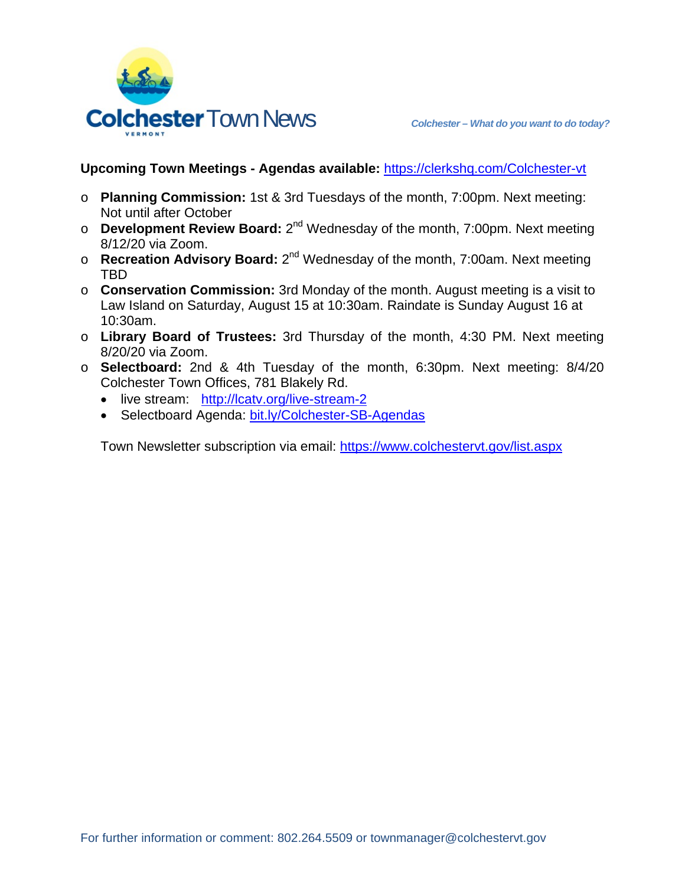**Upcoming Town Meetings - Agendas available:** https://clerkshq.com/Colchester-vt

- **Planning Commission:** 1st & 3rd Tuesdays of the month, 7:00pm. Next meeting: Not until after October
- **Development Review Board:** 2nd Wednesday of the month, 7:00pm. Next meeting 8/12/20 via Zoom.
- **Recreation Advisory Board:** 2nd Wednesday of the month, 7:00am. Next meeting TBD
- **Conservation Commission:** 3rd Monday of the month. August meeting is a visit to Law Island on Saturday, August 15 at 10:30am. Raindate is Sunday August 16 at 10:30am.
- **Library Board of Trustees:** 3rd Thursday of the month, 4:30 PM. Next meeting 8/20/20 via Zoom.
- **Selectboard:** 2nd & 4th Tuesday of the month, 6:30pm. Next meeting: 8/4/20 Colchester Town Offices, 781 Blakely Rd.
  - live stream: http://lcatv.org/live-stream-2
  - Selectboard Agenda: bit.ly/Colchester-SB-Agendas

Town Newsletter subscription via email: https://www.colchestervt.gov/list.aspx

For further information or comment: 802.264.5509 or townmanager@colchestervt.gov